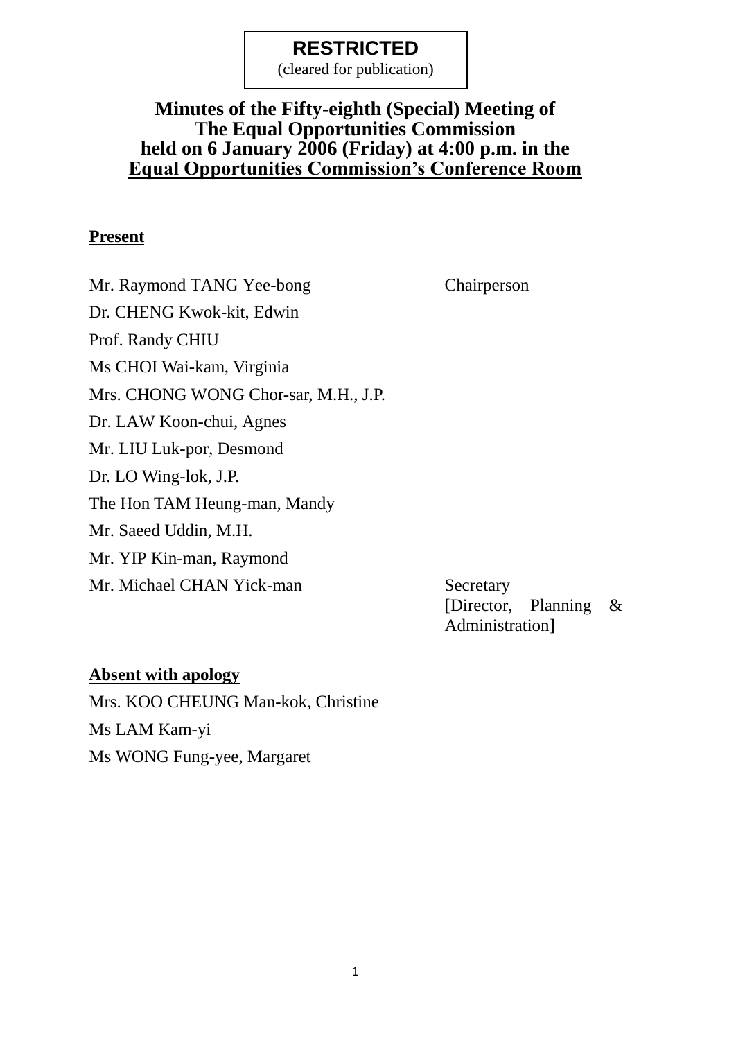**RESTRICTED**
(cleared for publication)

# Minutes of the Fifty-eighth (Special) Meeting of The Equal Opportunities Commission held on 6 January 2006 (Friday) at 4:00 p.m. in the Equal Opportunities Commission's Conference Room

**Present**

| | |
|---|---|
| Mr. Raymond TANG Yee-bong | Chairperson |
| Dr. CHENG Kwok-kit, Edwin | |
| Prof. Randy CHIU | |
| Ms CHOI Wai-kam, Virginia | |
| Mrs. CHONG WONG Chor-sar, M.H., J.P. | |
| Dr. LAW Koon-chui, Agnes | |
| Mr. LIU Luk-por, Desmond | |
| Dr. LO Wing-lok, J.P. | |
| The Hon TAM Heung-man, Mandy | |
| Mr. Saeed Uddin, M.H. | |
| Mr. YIP Kin-man, Raymond | |
| Mr. Michael CHAN Yick-man | Secretary [Director, Planning & Administration] |

**Absent with apology**

Mrs. KOO CHEUNG Man-kok, Christine
Ms LAM Kam-yi
Ms WONG Fung-yee, Margaret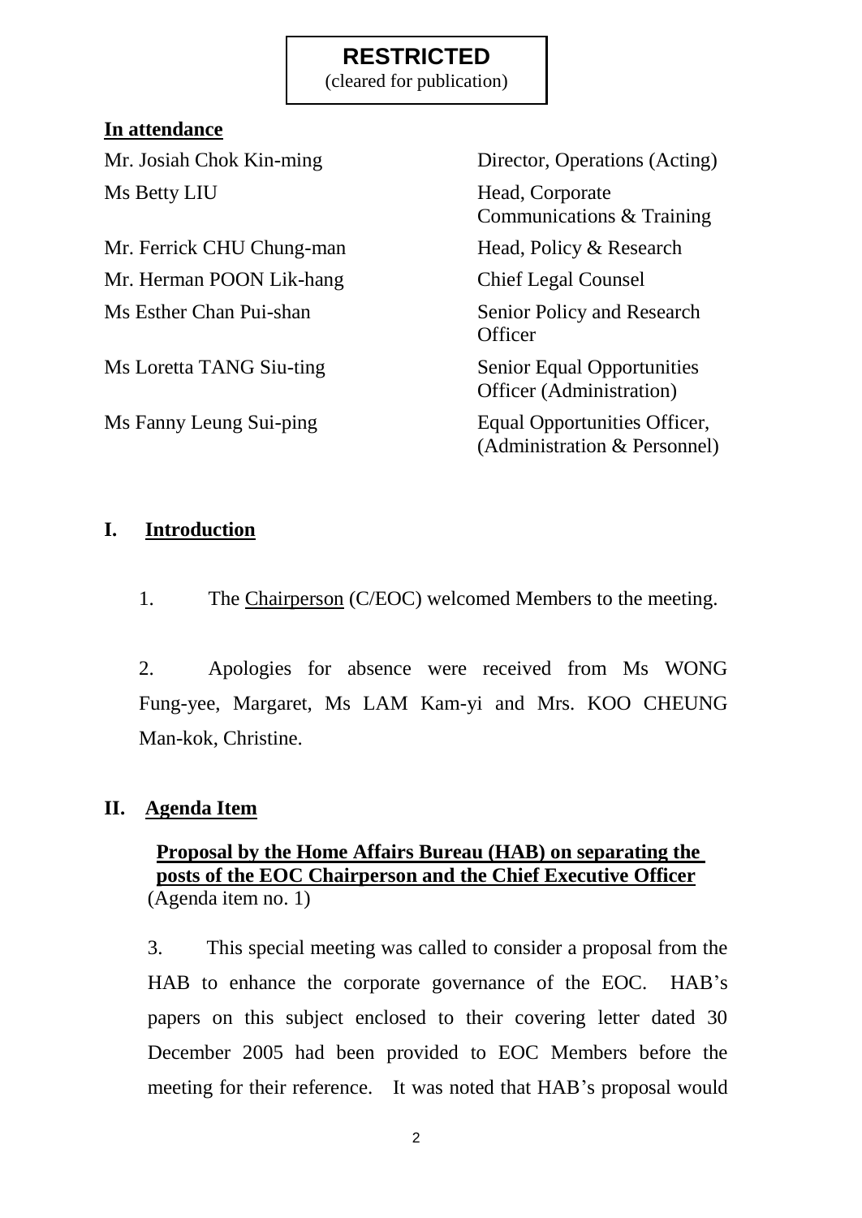**RESTRICTED**
(cleared for publication)

**In attendance**

| | |
|---|---|
| Mr. Josiah Chok Kin-ming | Director, Operations (Acting) |
| Ms Betty LIU | Head, Corporate Communications & Training |
| Mr. Ferrick CHU Chung-man | Head, Policy & Research |
| Mr. Herman POON Lik-hang | Chief Legal Counsel |
| Ms Esther Chan Pui-shan | Senior Policy and Research Officer |
| Ms Loretta TANG Siu-ting | Senior Equal Opportunities Officer (Administration) |
| Ms Fanny Leung Sui-ping | Equal Opportunities Officer, (Administration & Personnel) |

## I. Introduction

1. The Chairperson (C/EOC) welcomed Members to the meeting.

2. Apologies for absence were received from Ms WONG Fung-yee, Margaret, Ms LAM Kam-yi and Mrs. KOO CHEUNG Man-kok, Christine.

## II. Agenda Item

**Proposal by the Home Affairs Bureau (HAB) on separating the posts of the EOC Chairperson and the Chief Executive Officer**
(Agenda item no. 1)

3. This special meeting was called to consider a proposal from the HAB to enhance the corporate governance of the EOC. HAB's papers on this subject enclosed to their covering letter dated 30 December 2005 had been provided to EOC Members before the meeting for their reference. It was noted that HAB's proposal would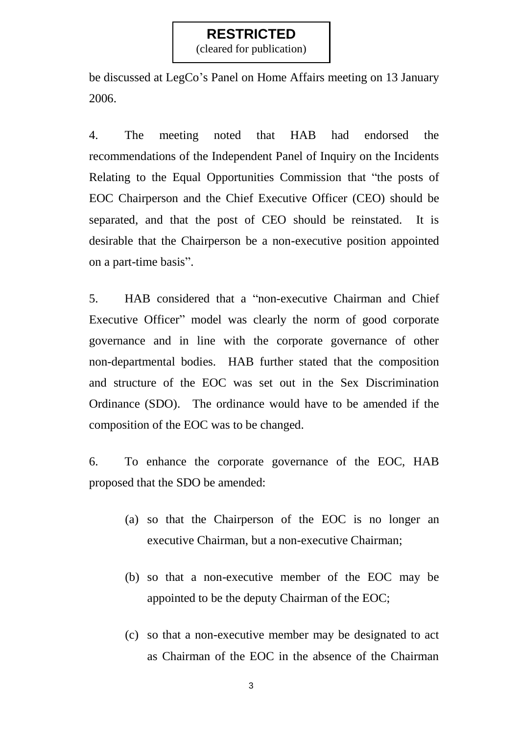be discussed at LegCo's Panel on Home Affairs meeting on 13 January 2006.

4. The meeting noted that HAB had endorsed the recommendations of the Independent Panel of Inquiry on the Incidents Relating to the Equal Opportunities Commission that "the posts of EOC Chairperson and the Chief Executive Officer (CEO) should be separated, and that the post of CEO should be reinstated. It is desirable that the Chairperson be a non-executive position appointed on a part-time basis".

5. HAB considered that a "non-executive Chairman and Chief Executive Officer" model was clearly the norm of good corporate governance and in line with the corporate governance of other non-departmental bodies. HAB further stated that the composition and structure of the EOC was set out in the Sex Discrimination Ordinance (SDO). The ordinance would have to be amended if the composition of the EOC was to be changed.

6. To enhance the corporate governance of the EOC, HAB proposed that the SDO be amended:

(a) so that the Chairperson of the EOC is no longer an executive Chairman, but a non-executive Chairman;

(b) so that a non-executive member of the EOC may be appointed to be the deputy Chairman of the EOC;

(c) so that a non-executive member may be designated to act as Chairman of the EOC in the absence of the Chairman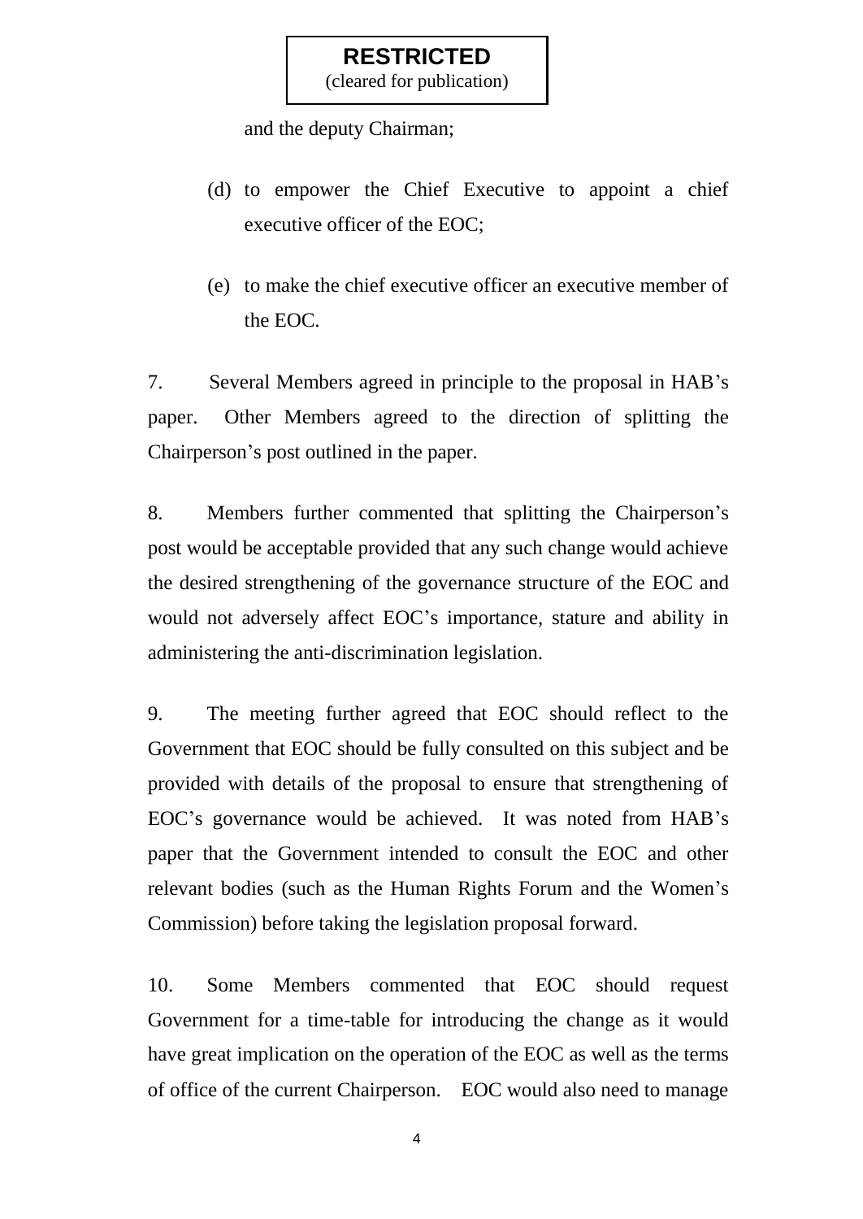and the deputy Chairman;

(d) to empower the Chief Executive to appoint a chief executive officer of the EOC;

(e) to make the chief executive officer an executive member of the EOC.

7. Several Members agreed in principle to the proposal in HAB's paper. Other Members agreed to the direction of splitting the Chairperson's post outlined in the paper.

8. Members further commented that splitting the Chairperson's post would be acceptable provided that any such change would achieve the desired strengthening of the governance structure of the EOC and would not adversely affect EOC's importance, stature and ability in administering the anti-discrimination legislation.

9. The meeting further agreed that EOC should reflect to the Government that EOC should be fully consulted on this subject and be provided with details of the proposal to ensure that strengthening of EOC's governance would be achieved. It was noted from HAB's paper that the Government intended to consult the EOC and other relevant bodies (such as the Human Rights Forum and the Women's Commission) before taking the legislation proposal forward.

10. Some Members commented that EOC should request Government for a time-table for introducing the change as it would have great implication on the operation of the EOC as well as the terms of office of the current Chairperson. EOC would also need to manage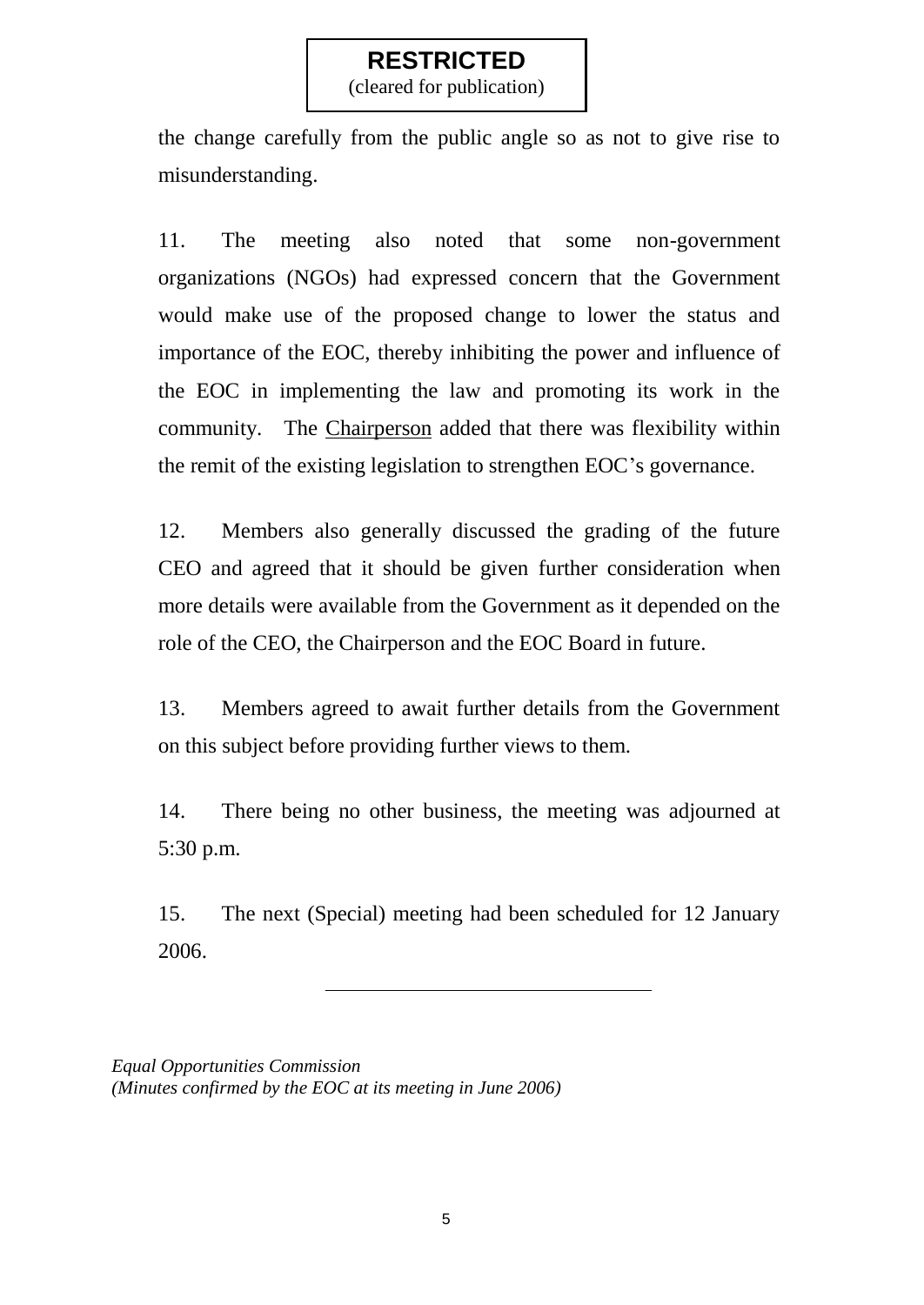**RESTRICTED**
(cleared for publication)

the change carefully from the public angle so as not to give rise to misunderstanding.

11. The meeting also noted that some non-government organizations (NGOs) had expressed concern that the Government would make use of the proposed change to lower the status and importance of the EOC, thereby inhibiting the power and influence of the EOC in implementing the law and promoting its work in the community. The Chairperson added that there was flexibility within the remit of the existing legislation to strengthen EOC's governance.

12. Members also generally discussed the grading of the future CEO and agreed that it should be given further consideration when more details were available from the Government as it depended on the role of the CEO, the Chairperson and the EOC Board in future.

13. Members agreed to await further details from the Government on this subject before providing further views to them.

14. There being no other business, the meeting was adjourned at 5:30 p.m.

15. The next (Special) meeting had been scheduled for 12 January 2006.

---

*Equal Opportunities Commission*
*(Minutes confirmed by the EOC at its meeting in June 2006)*